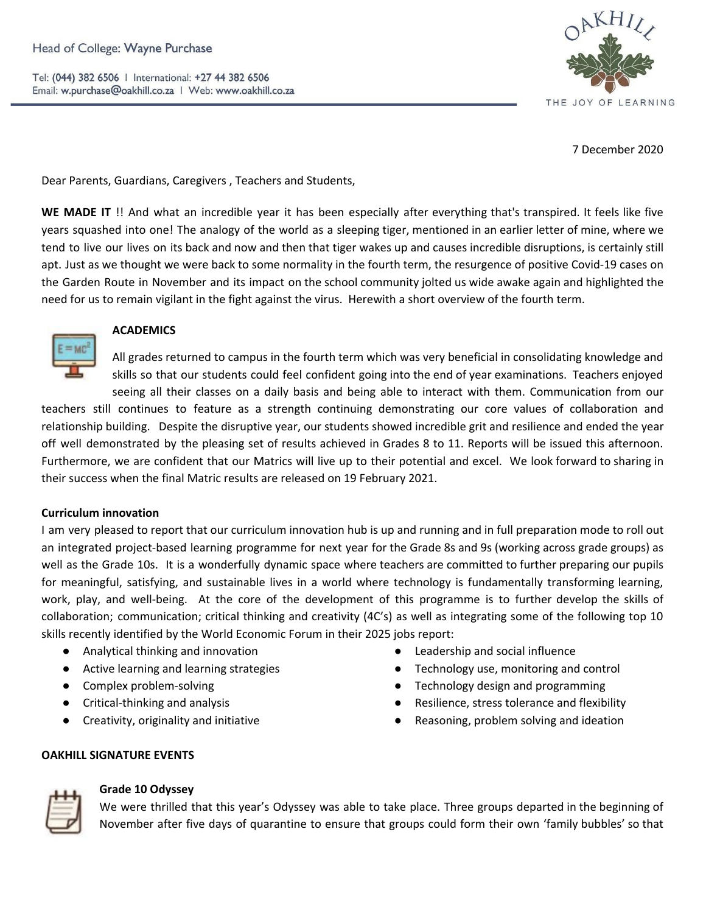Head of College: Wayne Purchase

Tel: (044) 382 6506 | International: +27 44 382 6506
Email: w.purchase@oakhill.co.za | Web: www.oakhill.co.za

OAKHILL
THE JOY OF LEARNING

7 December 2020

Dear Parents, Guardians, Caregivers , Teachers and Students,

**WE MADE IT** !! And what an incredible year it has been especially after everything that's transpired. It feels like five years squashed into one! The analogy of the world as a sleeping tiger, mentioned in an earlier letter of mine, where we tend to live our lives on its back and now and then that tiger wakes up and causes incredible disruptions, is certainly still apt. Just as we thought we were back to some normality in the fourth term, the resurgence of positive Covid-19 cases on the Garden Route in November and its impact on the school community jolted us wide awake again and highlighted the need for us to remain vigilant in the fight against the virus. Herewith a short overview of the fourth term.

## ACADEMICS

All grades returned to campus in the fourth term which was very beneficial in consolidating knowledge and skills so that our students could feel confident going into the end of year examinations. Teachers enjoyed seeing all their classes on a daily basis and being able to interact with them. Communication from our teachers still continues to feature as a strength continuing demonstrating our core values of collaboration and relationship building. Despite the disruptive year, our students showed incredible grit and resilience and ended the year off well demonstrated by the pleasing set of results achieved in Grades 8 to 11. Reports will be issued this afternoon. Furthermore, we are confident that our Matrics will live up to their potential and excel. We look forward to sharing in their success when the final Matric results are released on 19 February 2021.

### Curriculum innovation

I am very pleased to report that our curriculum innovation hub is up and running and in full preparation mode to roll out an integrated project-based learning programme for next year for the Grade 8s and 9s (working across grade groups) as well as the Grade 10s. It is a wonderfully dynamic space where teachers are committed to further preparing our pupils for meaningful, satisfying, and sustainable lives in a world where technology is fundamentally transforming learning, work, play, and well-being. At the core of the development of this programme is to further develop the skills of collaboration; communication; critical thinking and creativity (4C's) as well as integrating some of the following top 10 skills recently identified by the World Economic Forum in their 2025 jobs report:

- Analytical thinking and innovation
- Active learning and learning strategies
- Complex problem-solving
- Critical-thinking and analysis
- Creativity, originality and initiative
- Leadership and social influence
- Technology use, monitoring and control
- Technology design and programming
- Resilience, stress tolerance and flexibility
- Reasoning, problem solving and ideation

## OAKHILL SIGNATURE EVENTS

### Grade 10 Odyssey

We were thrilled that this year's Odyssey was able to take place. Three groups departed in the beginning of November after five days of quarantine to ensure that groups could form their own 'family bubbles' so that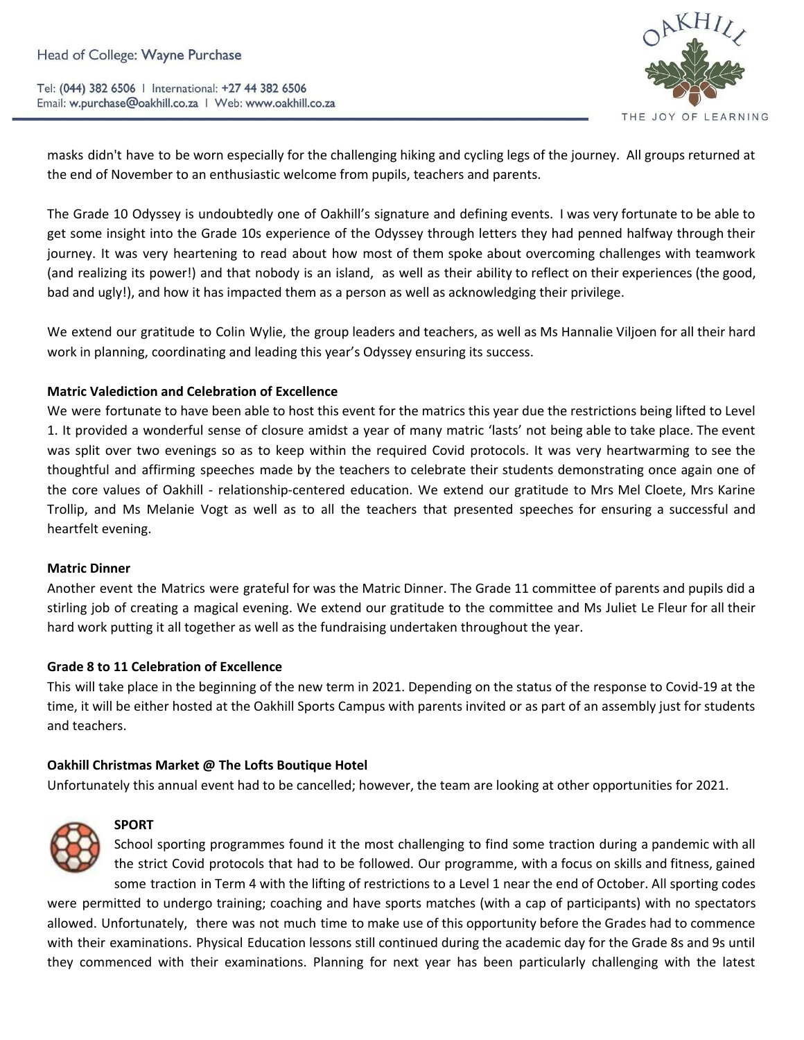masks didn't have to be worn especially for the challenging hiking and cycling legs of the journey. All groups returned at the end of November to an enthusiastic welcome from pupils, teachers and parents.

The Grade 10 Odyssey is undoubtedly one of Oakhill's signature and defining events. I was very fortunate to be able to get some insight into the Grade 10s experience of the Odyssey through letters they had penned halfway through their journey. It was very heartening to read about how most of them spoke about overcoming challenges with teamwork (and realizing its power!) and that nobody is an island, as well as their ability to reflect on their experiences (the good, bad and ugly!), and how it has impacted them as a person as well as acknowledging their privilege.

We extend our gratitude to Colin Wylie, the group leaders and teachers, as well as Ms Hannalie Viljoen for all their hard work in planning, coordinating and leading this year's Odyssey ensuring its success.

**Matric Valediction and Celebration of Excellence**

We were fortunate to have been able to host this event for the matrics this year due the restrictions being lifted to Level 1. It provided a wonderful sense of closure amidst a year of many matric 'lasts' not being able to take place. The event was split over two evenings so as to keep within the required Covid protocols. It was very heartwarming to see the thoughtful and affirming speeches made by the teachers to celebrate their students demonstrating once again one of the core values of Oakhill - relationship-centered education. We extend our gratitude to Mrs Mel Cloete, Mrs Karine Trollip, and Ms Melanie Vogt as well as to all the teachers that presented speeches for ensuring a successful and heartfelt evening.

**Matric Dinner**

Another event the Matrics were grateful for was the Matric Dinner. The Grade 11 committee of parents and pupils did a stirling job of creating a magical evening. We extend our gratitude to the committee and Ms Juliet Le Fleur for all their hard work putting it all together as well as the fundraising undertaken throughout the year.

**Grade 8 to 11 Celebration of Excellence**

This will take place in the beginning of the new term in 2021. Depending on the status of the response to Covid-19 at the time, it will be either hosted at the Oakhill Sports Campus with parents invited or as part of an assembly just for students and teachers.

**Oakhill Christmas Market @ The Lofts Boutique Hotel**

Unfortunately this annual event had to be cancelled; however, the team are looking at other opportunities for 2021.

**SPORT**

School sporting programmes found it the most challenging to find some traction during a pandemic with all the strict Covid protocols that had to be followed. Our programme, with a focus on skills and fitness, gained some traction in Term 4 with the lifting of restrictions to a Level 1 near the end of October. All sporting codes were permitted to undergo training; coaching and have sports matches (with a cap of participants) with no spectators allowed. Unfortunately, there was not much time to make use of this opportunity before the Grades had to commence with their examinations. Physical Education lessons still continued during the academic day for the Grade 8s and 9s until they commenced with their examinations. Planning for next year has been particularly challenging with the latest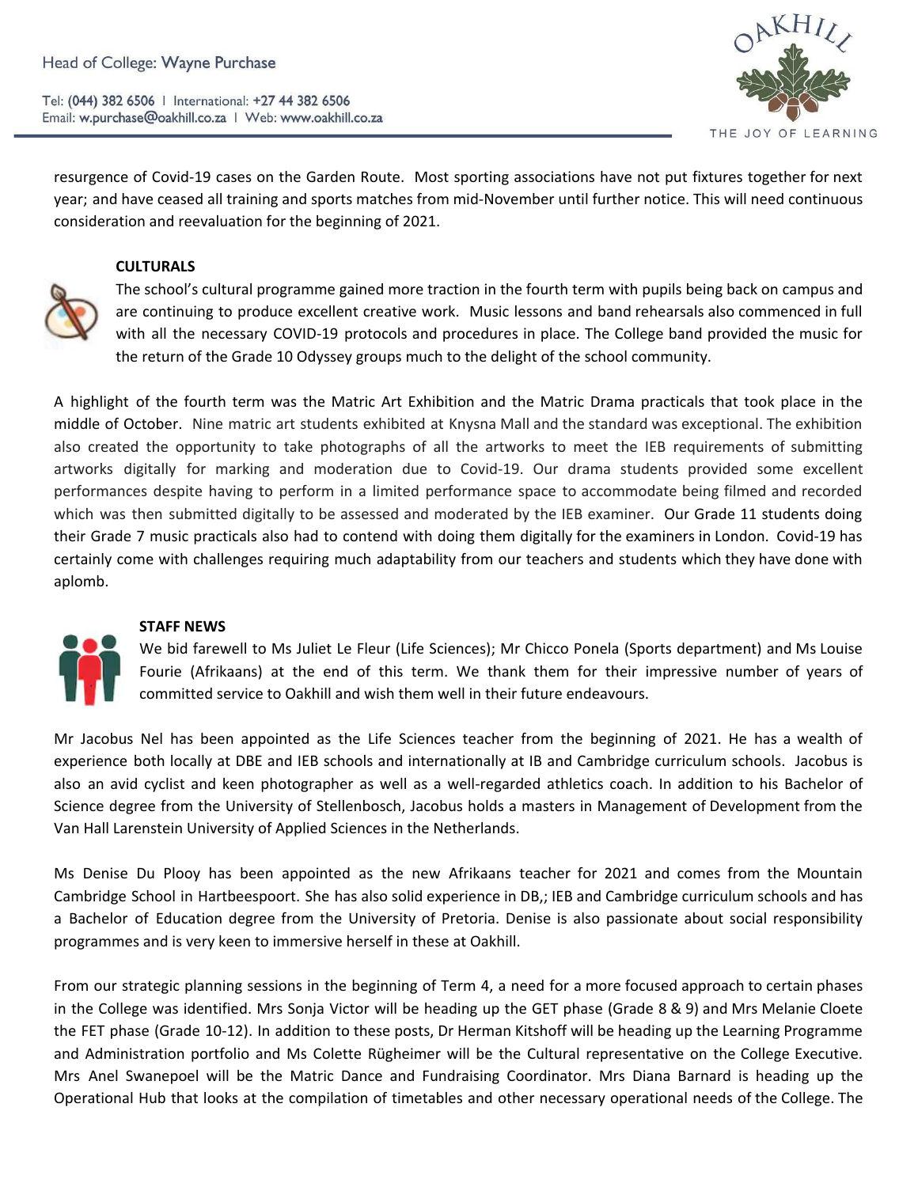resurgence of Covid-19 cases on the Garden Route. Most sporting associations have not put fixtures together for next year; and have ceased all training and sports matches from mid-November until further notice. This will need continuous consideration and reevaluation for the beginning of 2021.

**CULTURALS**

The school's cultural programme gained more traction in the fourth term with pupils being back on campus and are continuing to produce excellent creative work. Music lessons and band rehearsals also commenced in full with all the necessary COVID-19 protocols and procedures in place. The College band provided the music for the return of the Grade 10 Odyssey groups much to the delight of the school community.

A highlight of the fourth term was the Matric Art Exhibition and the Matric Drama practicals that took place in the middle of October. Nine matric art students exhibited at Knysna Mall and the standard was exceptional. The exhibition also created the opportunity to take photographs of all the artworks to meet the IEB requirements of submitting artworks digitally for marking and moderation due to Covid-19. Our drama students provided some excellent performances despite having to perform in a limited performance space to accommodate being filmed and recorded which was then submitted digitally to be assessed and moderated by the IEB examiner. Our Grade 11 students doing their Grade 7 music practicals also had to contend with doing them digitally for the examiners in London. Covid-19 has certainly come with challenges requiring much adaptability from our teachers and students which they have done with aplomb.

**STAFF NEWS**

We bid farewell to Ms Juliet Le Fleur (Life Sciences); Mr Chicco Ponela (Sports department) and Ms Louise Fourie (Afrikaans) at the end of this term. We thank them for their impressive number of years of committed service to Oakhill and wish them well in their future endeavours.

Mr Jacobus Nel has been appointed as the Life Sciences teacher from the beginning of 2021. He has a wealth of experience both locally at DBE and IEB schools and internationally at IB and Cambridge curriculum schools. Jacobus is also an avid cyclist and keen photographer as well as a well-regarded athletics coach. In addition to his Bachelor of Science degree from the University of Stellenbosch, Jacobus holds a masters in Management of Development from the Van Hall Larenstein University of Applied Sciences in the Netherlands.

Ms Denise Du Plooy has been appointed as the new Afrikaans teacher for 2021 and comes from the Mountain Cambridge School in Hartbeespoort. She has also solid experience in DB,; IEB and Cambridge curriculum schools and has a Bachelor of Education degree from the University of Pretoria. Denise is also passionate about social responsibility programmes and is very keen to immersive herself in these at Oakhill.

From our strategic planning sessions in the beginning of Term 4, a need for a more focused approach to certain phases in the College was identified. Mrs Sonja Victor will be heading up the GET phase (Grade 8 & 9) and Mrs Melanie Cloete the FET phase (Grade 10-12). In addition to these posts, Dr Herman Kitshoff will be heading up the Learning Programme and Administration portfolio and Ms Colette Rügheimer will be the Cultural representative on the College Executive. Mrs Anel Swanepoel will be the Matric Dance and Fundraising Coordinator. Mrs Diana Barnard is heading up the Operational Hub that looks at the compilation of timetables and other necessary operational needs of the College. The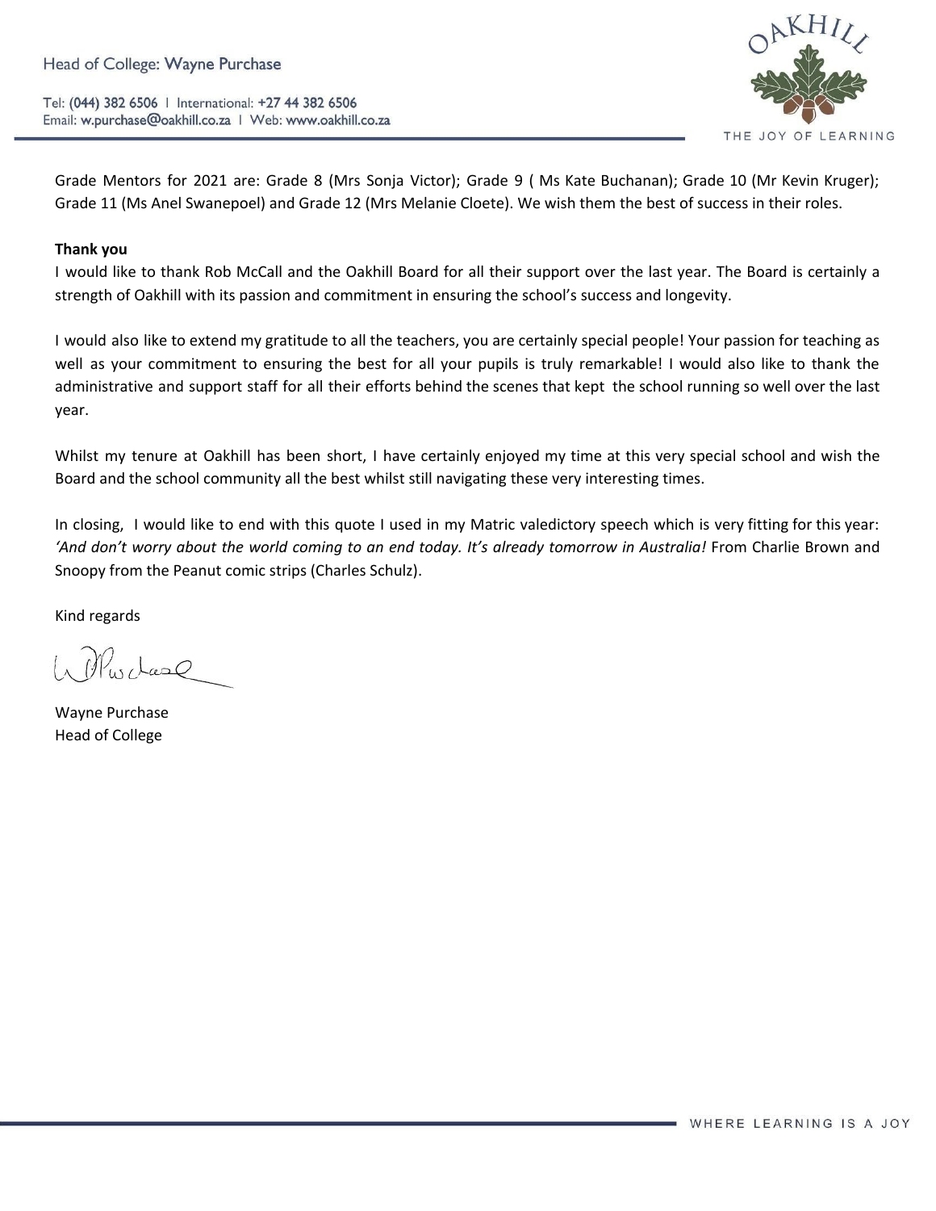Grade Mentors for 2021 are: Grade 8 (Mrs Sonja Victor); Grade 9 ( Ms Kate Buchanan); Grade 10 (Mr Kevin Kruger); Grade 11 (Ms Anel Swanepoel) and Grade 12 (Mrs Melanie Cloete). We wish them the best of success in their roles.

**Thank you**

I would like to thank Rob McCall and the Oakhill Board for all their support over the last year. The Board is certainly a strength of Oakhill with its passion and commitment in ensuring the school's success and longevity.

I would also like to extend my gratitude to all the teachers, you are certainly special people! Your passion for teaching as well as your commitment to ensuring the best for all your pupils is truly remarkable! I would also like to thank the administrative and support staff for all their efforts behind the scenes that kept the school running so well over the last year.

Whilst my tenure at Oakhill has been short, I have certainly enjoyed my time at this very special school and wish the Board and the school community all the best whilst still navigating these very interesting times.

In closing, I would like to end with this quote I used in my Matric valedictory speech which is very fitting for this year: *'And don't worry about the world coming to an end today. It's already tomorrow in Australia!* From Charlie Brown and Snoopy from the Peanut comic strips (Charles Schulz).

Kind regards

Wayne Purchase
Head of College